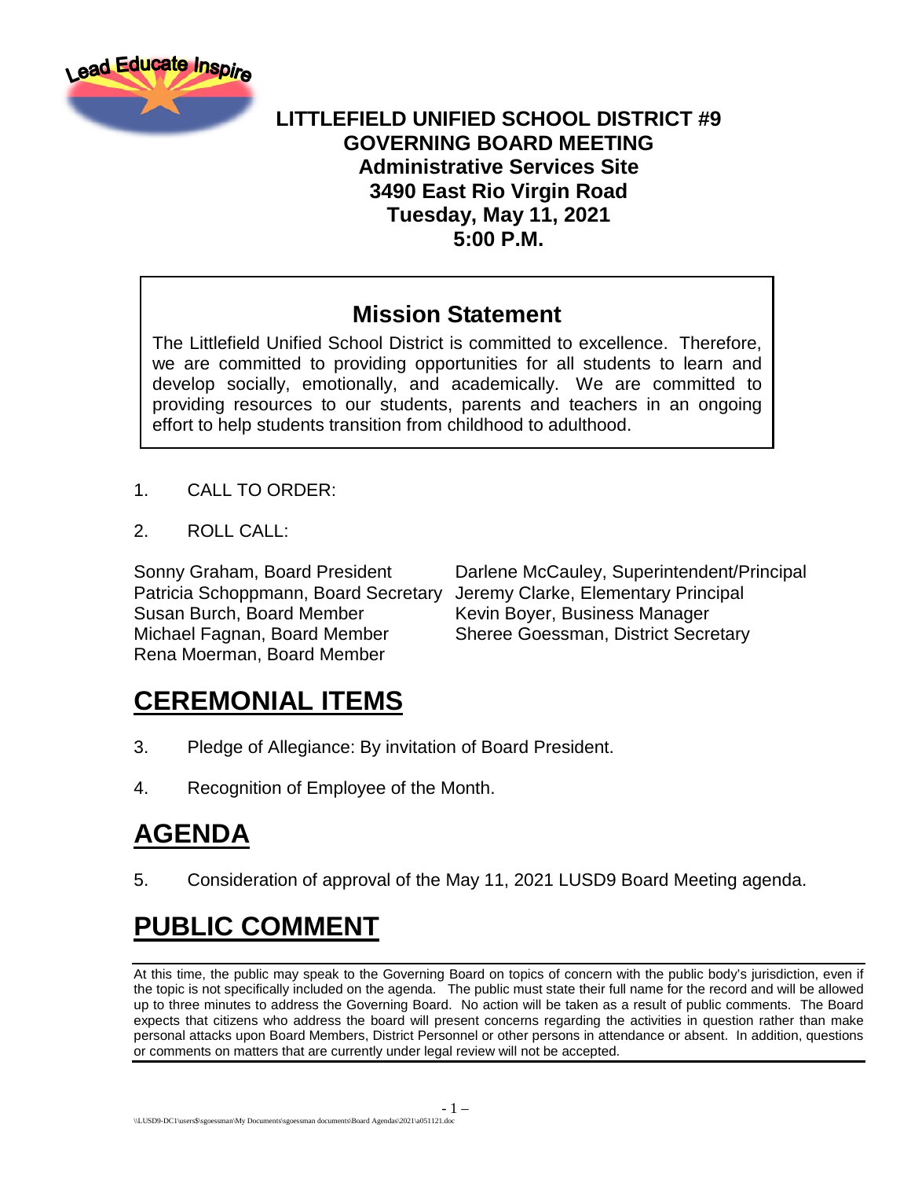# LITTLEFIELD UNIFIED SCHOOL DISTRICT #9
## GOVERNING BOARD MEETING
**Administrative Services Site**
**3490 East Rio Virgin Road**
**Tuesday, May 11, 2021**
**5:00 P.M.**

## Mission Statement

The Littlefield Unified School District is committed to excellence. Therefore, we are committed to providing opportunities for all students to learn and develop socially, emotionally, and academically. We are committed to providing resources to our students, parents and teachers in an ongoing effort to help students transition from childhood to adulthood.

1. CALL TO ORDER:

2. ROLL CALL:

Sonny Graham, Board President
Patricia Schoppmann, Board Secretary
Susan Burch, Board Member
Michael Fagnan, Board Member
Rena Moerman, Board Member

Darlene McCauley, Superintendent/Principal
Jeremy Clarke, Elementary Principal
Kevin Boyer, Business Manager
Sheree Goessman, District Secretary

# CEREMONIAL ITEMS

3. Pledge of Allegiance: By invitation of Board President.

4. Recognition of Employee of the Month.

# AGENDA

5. Consideration of approval of the May 11, 2021 LUSD9 Board Meeting agenda.

# PUBLIC COMMENT

At this time, the public may speak to the Governing Board on topics of concern with the public body's jurisdiction, even if the topic is not specifically included on the agenda. The public must state their full name for the record and will be allowed up to three minutes to address the Governing Board. No action will be taken as a result of public comments. The Board expects that citizens who address the board will present concerns regarding the activities in question rather than make personal attacks upon Board Members, District Personnel or other persons in attendance or absent. In addition, questions or comments on matters that are currently under legal review will not be accepted.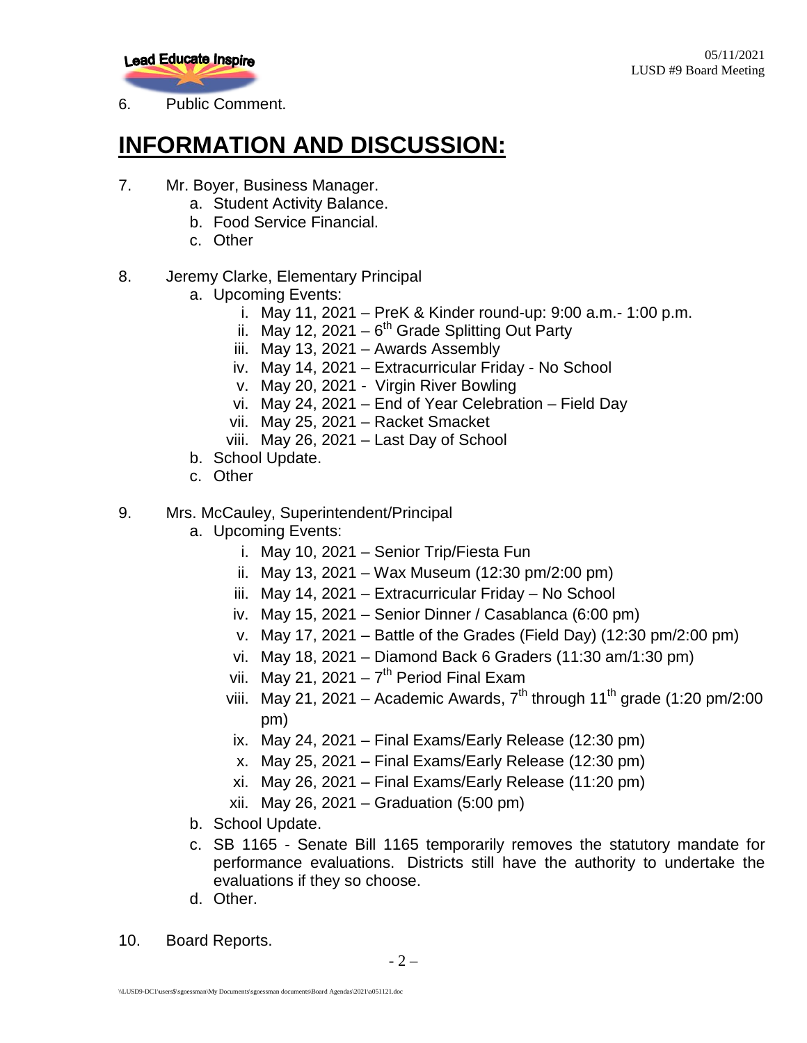6. Public Comment.

# INFORMATION AND DISCUSSION:

7. Mr. Boyer, Business Manager.
   a. Student Activity Balance.
   b. Food Service Financial.
   c. Other

8. Jeremy Clarke, Elementary Principal
   a. Upcoming Events:
      i. May 11, 2021 – PreK & Kinder round-up: 9:00 a.m.- 1:00 p.m.
      ii. May 12, 2021 – 6th Grade Splitting Out Party
      iii. May 13, 2021 – Awards Assembly
      iv. May 14, 2021 – Extracurricular Friday - No School
      v. May 20, 2021 - Virgin River Bowling
      vi. May 24, 2021 – End of Year Celebration – Field Day
      vii. May 25, 2021 – Racket Smacket
      viii. May 26, 2021 – Last Day of School
   b. School Update.
   c. Other

9. Mrs. McCauley, Superintendent/Principal
   a. Upcoming Events:
      i. May 10, 2021 – Senior Trip/Fiesta Fun
      ii. May 13, 2021 – Wax Museum (12:30 pm/2:00 pm)
      iii. May 14, 2021 – Extracurricular Friday – No School
      iv. May 15, 2021 – Senior Dinner / Casablanca (6:00 pm)
      v. May 17, 2021 – Battle of the Grades (Field Day) (12:30 pm/2:00 pm)
      vi. May 18, 2021 – Diamond Back 6 Graders (11:30 am/1:30 pm)
      vii. May 21, 2021 – 7th Period Final Exam
      viii. May 21, 2021 – Academic Awards, 7th through 11th grade (1:20 pm/2:00 pm)
      ix. May 24, 2021 – Final Exams/Early Release (12:30 pm)
      x. May 25, 2021 – Final Exams/Early Release (12:30 pm)
      xi. May 26, 2021 – Final Exams/Early Release (11:20 pm)
      xii. May 26, 2021 – Graduation (5:00 pm)
   b. School Update.
   c. SB 1165 - Senate Bill 1165 temporarily removes the statutory mandate for performance evaluations. Districts still have the authority to undertake the evaluations if they so choose.
   d. Other.

10. Board Reports.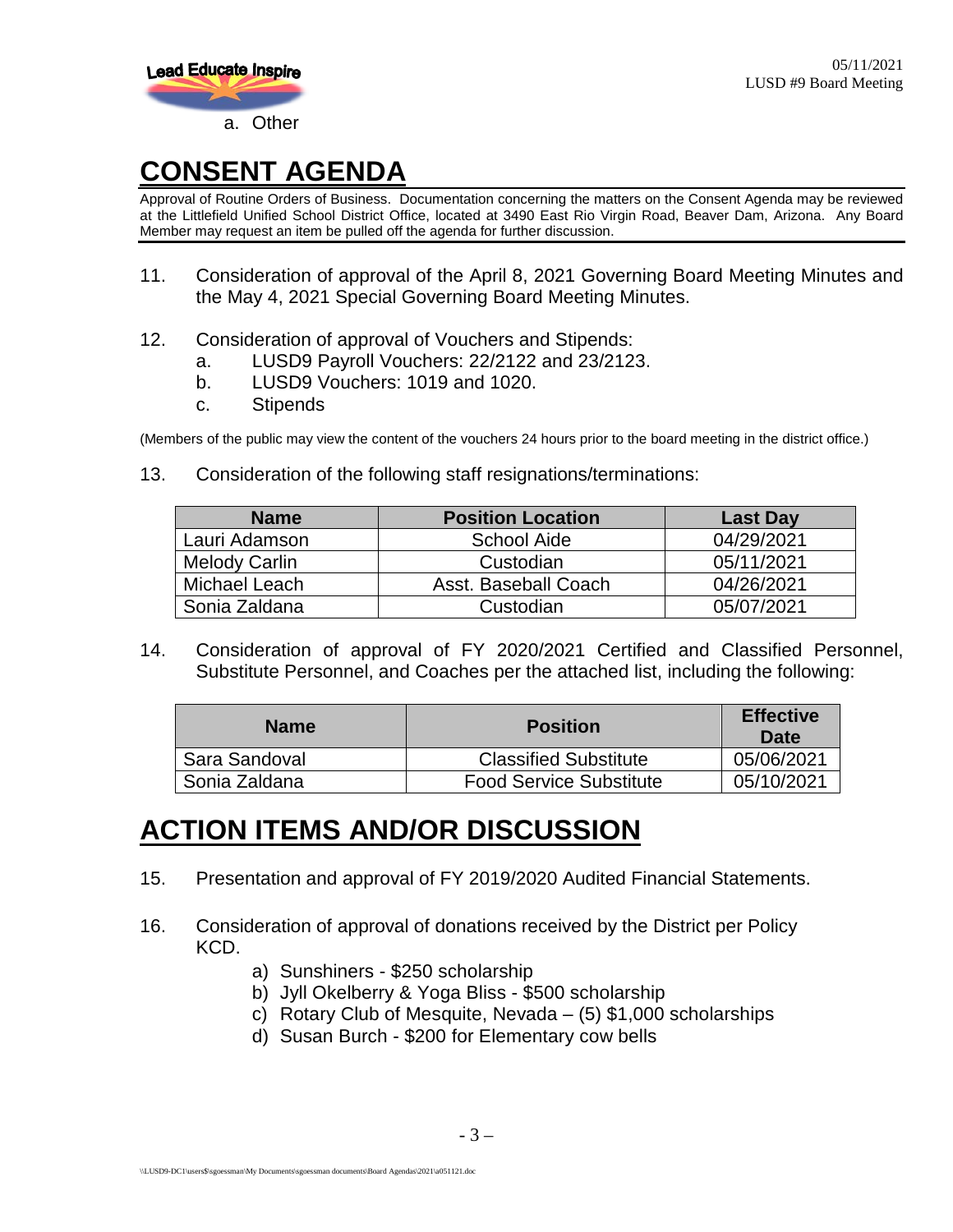a. Other

## CONSENT AGENDA

Approval of Routine Orders of Business. Documentation concerning the matters on the Consent Agenda may be reviewed at the Littlefield Unified School District Office, located at 3490 East Rio Virgin Road, Beaver Dam, Arizona. Any Board Member may request an item be pulled off the agenda for further discussion.

11. Consideration of approval of the April 8, 2021 Governing Board Meeting Minutes and the May 4, 2021 Special Governing Board Meeting Minutes.

12. Consideration of approval of Vouchers and Stipends:
    a. LUSD9 Payroll Vouchers: 22/2122 and 23/2123.
    b. LUSD9 Vouchers: 1019 and 1020.
    c. Stipends

(Members of the public may view the content of the vouchers 24 hours prior to the board meeting in the district office.)

13. Consideration of the following staff resignations/terminations:

| Name | Position Location | Last Day |
|---|---|---|
| Lauri Adamson | School Aide | 04/29/2021 |
| Melody Carlin | Custodian | 05/11/2021 |
| Michael Leach | Asst. Baseball Coach | 04/26/2021 |
| Sonia Zaldana | Custodian | 05/07/2021 |

14. Consideration of approval of FY 2020/2021 Certified and Classified Personnel, Substitute Personnel, and Coaches per the attached list, including the following:

| Name | Position | Effective Date |
|---|---|---|
| Sara Sandoval | Classified Substitute | 05/06/2021 |
| Sonia Zaldana | Food Service Substitute | 05/10/2021 |

## ACTION ITEMS AND/OR DISCUSSION

15. Presentation and approval of FY 2019/2020 Audited Financial Statements.

16. Consideration of approval of donations received by the District per Policy KCD.
    a) Sunshiners - $250 scholarship
    b) Jyll Okelberry & Yoga Bliss - $500 scholarship
    c) Rotary Club of Mesquite, Nevada – (5) $1,000 scholarships
    d) Susan Burch - $200 for Elementary cow bells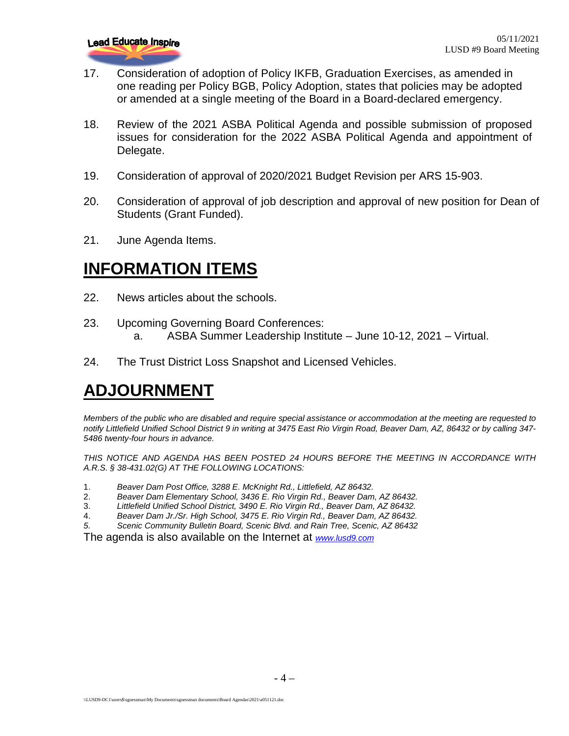17. Consideration of adoption of Policy IKFB, Graduation Exercises, as amended in one reading per Policy BGB, Policy Adoption, states that policies may be adopted or amended at a single meeting of the Board in a Board-declared emergency.

18. Review of the 2021 ASBA Political Agenda and possible submission of proposed issues for consideration for the 2022 ASBA Political Agenda and appointment of Delegate.

19. Consideration of approval of 2020/2021 Budget Revision per ARS 15-903.

20. Consideration of approval of job description and approval of new position for Dean of Students (Grant Funded).

21. June Agenda Items.

# INFORMATION ITEMS

22. News articles about the schools.

23. Upcoming Governing Board Conferences:
    a. ASBA Summer Leadership Institute – June 10-12, 2021 – Virtual.

24. The Trust District Loss Snapshot and Licensed Vehicles.

# ADJOURNMENT

*Members of the public who are disabled and require special assistance or accommodation at the meeting are requested to notify Littlefield Unified School District 9 in writing at 3475 East Rio Virgin Road, Beaver Dam, AZ, 86432 or by calling 347-5486 twenty-four hours in advance.*

*THIS NOTICE AND AGENDA HAS BEEN POSTED 24 HOURS BEFORE THE MEETING IN ACCORDANCE WITH A.R.S. § 38-431.02(G) AT THE FOLLOWING LOCATIONS:*

1. *Beaver Dam Post Office, 3288 E. McKnight Rd., Littlefield, AZ 86432.*
2. *Beaver Dam Elementary School, 3436 E. Rio Virgin Rd., Beaver Dam, AZ 86432.*
3. *Littlefield Unified School District, 3490 E. Rio Virgin Rd., Beaver Dam, AZ 86432.*
4. *Beaver Dam Jr./Sr. High School, 3475 E. Rio Virgin Rd., Beaver Dam, AZ 86432.*
5. *Scenic Community Bulletin Board, Scenic Blvd. and Rain Tree, Scenic, AZ 86432*

The agenda is also available on the Internet at *www.lusd9.com*

\\LUSD9-DC1\users$\sgoessman\My Documents\sgoessman documents\Board Agendas\2021\a051121.doc